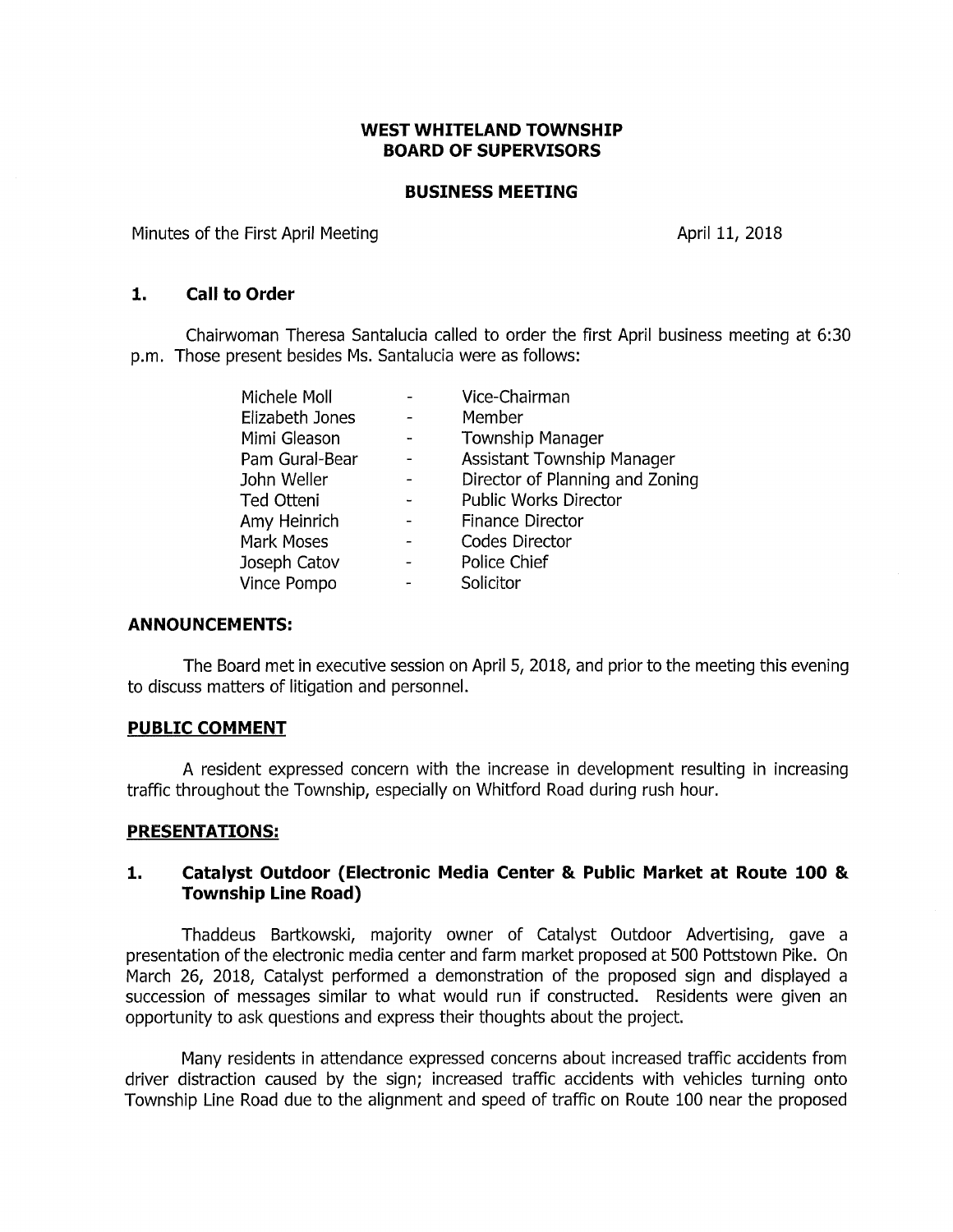# WEST WHITELAND TOWNSHIP
# BOARD OF SUPERVISORS

## BUSINESS MEETING

Minutes of the First April Meeting    April 11, 2018

## 1. Call to Order

Chairwoman Theresa Santalucia called to order the first April business meeting at 6:30 p.m. Those present besides Ms. Santalucia were as follows:

| | | |
|---|---|---|
| Michele Moll | - | Vice-Chairman |
| Elizabeth Jones | - | Member |
| Mimi Gleason | - | Township Manager |
| Pam Gural-Bear | - | Assistant Township Manager |
| John Weller | - | Director of Planning and Zoning |
| Ted Otteni | - | Public Works Director |
| Amy Heinrich | - | Finance Director |
| Mark Moses | - | Codes Director |
| Joseph Catov | - | Police Chief |
| Vince Pompo | - | Solicitor |

### ANNOUNCEMENTS:

The Board met in executive session on April 5, 2018, and prior to the meeting this evening to discuss matters of litigation and personnel.

### PUBLIC COMMENT

A resident expressed concern with the increase in development resulting in increasing traffic throughout the Township, especially on Whitford Road during rush hour.

### PRESENTATIONS:

## 1. Catalyst Outdoor (Electronic Media Center & Public Market at Route 100 & Township Line Road)

Thaddeus Bartkowski, majority owner of Catalyst Outdoor Advertising, gave a presentation of the electronic media center and farm market proposed at 500 Pottstown Pike. On March 26, 2018, Catalyst performed a demonstration of the proposed sign and displayed a succession of messages similar to what would run if constructed. Residents were given an opportunity to ask questions and express their thoughts about the project.

Many residents in attendance expressed concerns about increased traffic accidents from driver distraction caused by the sign; increased traffic accidents with vehicles turning onto Township Line Road due to the alignment and speed of traffic on Route 100 near the proposed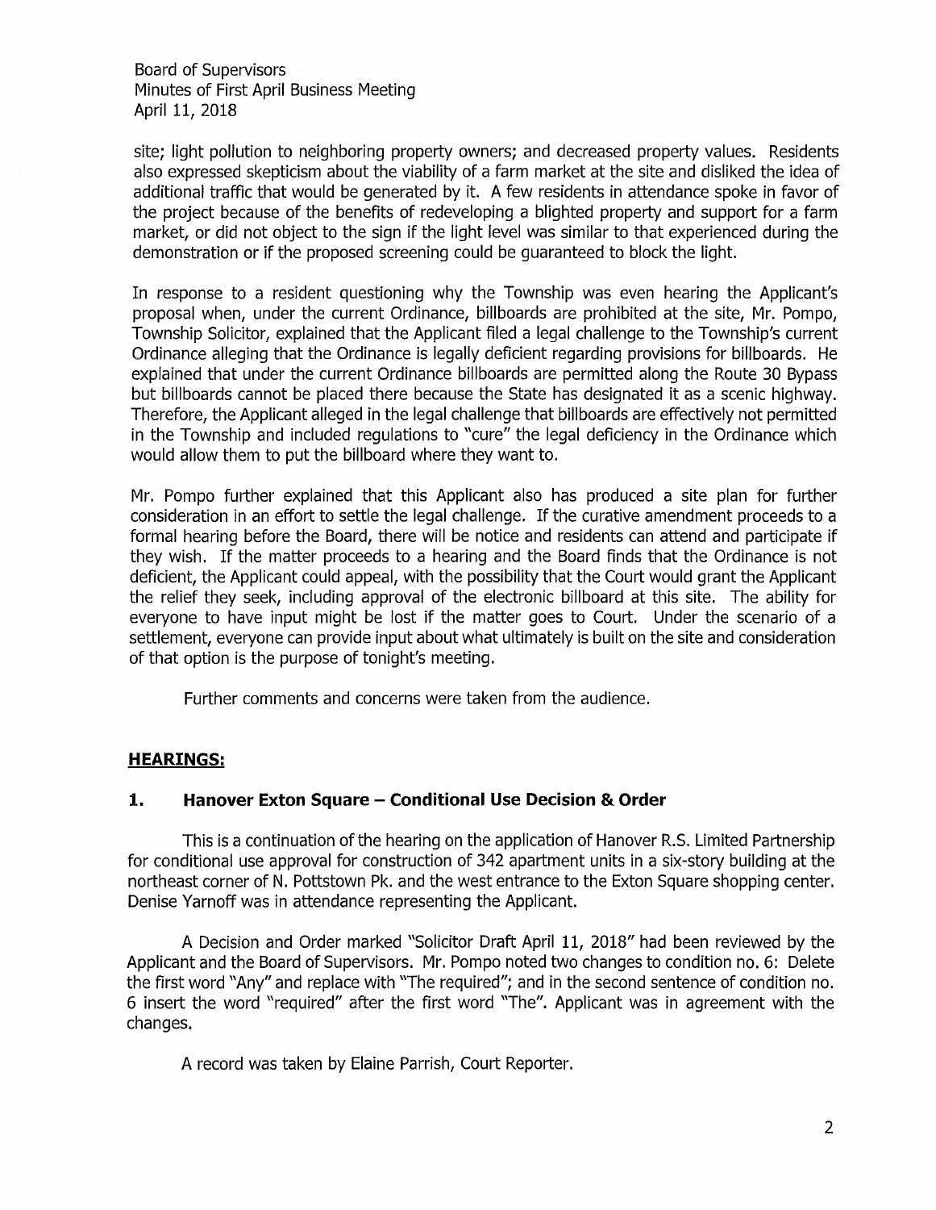site; light pollution to neighboring property owners; and decreased property values. Residents also expressed skepticism about the viability of a farm market at the site and disliked the idea of additional traffic that would be generated by it. A few residents in attendance spoke in favor of the project because of the benefits of redeveloping a blighted property and support for a farm market, or did not object to the sign if the light level was similar to that experienced during the demonstration or if the proposed screening could be guaranteed to block the light.

In response to a resident questioning why the Township was even hearing the Applicant's proposal when, under the current Ordinance, billboards are prohibited at the site, Mr. Pompo, Township Solicitor, explained that the Applicant filed a legal challenge to the Township's current Ordinance alleging that the Ordinance is legally deficient regarding provisions for billboards. He explained that under the current Ordinance billboards are permitted along the Route 30 Bypass but billboards cannot be placed there because the State has designated it as a scenic highway. Therefore, the Applicant alleged in the legal challenge that billboards are effectively not permitted in the Township and included regulations to "cure" the legal deficiency in the Ordinance which would allow them to put the billboard where they want to.

Mr. Pompo further explained that this Applicant also has produced a site plan for further consideration in an effort to settle the legal challenge. If the curative amendment proceeds to a formal hearing before the Board, there will be notice and residents can attend and participate if they wish. If the matter proceeds to a hearing and the Board finds that the Ordinance is not deficient, the Applicant could appeal, with the possibility that the Court would grant the Applicant the relief they seek, including approval of the electronic billboard at this site. The ability for everyone to have input might be lost if the matter goes to Court. Under the scenario of a settlement, everyone can provide input about what ultimately is built on the site and consideration of that option is the purpose of tonight's meeting.

Further comments and concerns were taken from the audience.

## HEARINGS:

### 1. Hanover Exton Square – Conditional Use Decision & Order

This is a continuation of the hearing on the application of Hanover R.S. Limited Partnership for conditional use approval for construction of 342 apartment units in a six-story building at the northeast corner of N. Pottstown Pk. and the west entrance to the Exton Square shopping center. Denise Yarnoff was in attendance representing the Applicant.

A Decision and Order marked "Solicitor Draft April 11, 2018" had been reviewed by the Applicant and the Board of Supervisors. Mr. Pompo noted two changes to condition no. 6: Delete the first word "Any" and replace with "The required"; and in the second sentence of condition no. 6 insert the word "required" after the first word "The". Applicant was in agreement with the changes.

A record was taken by Elaine Parrish, Court Reporter.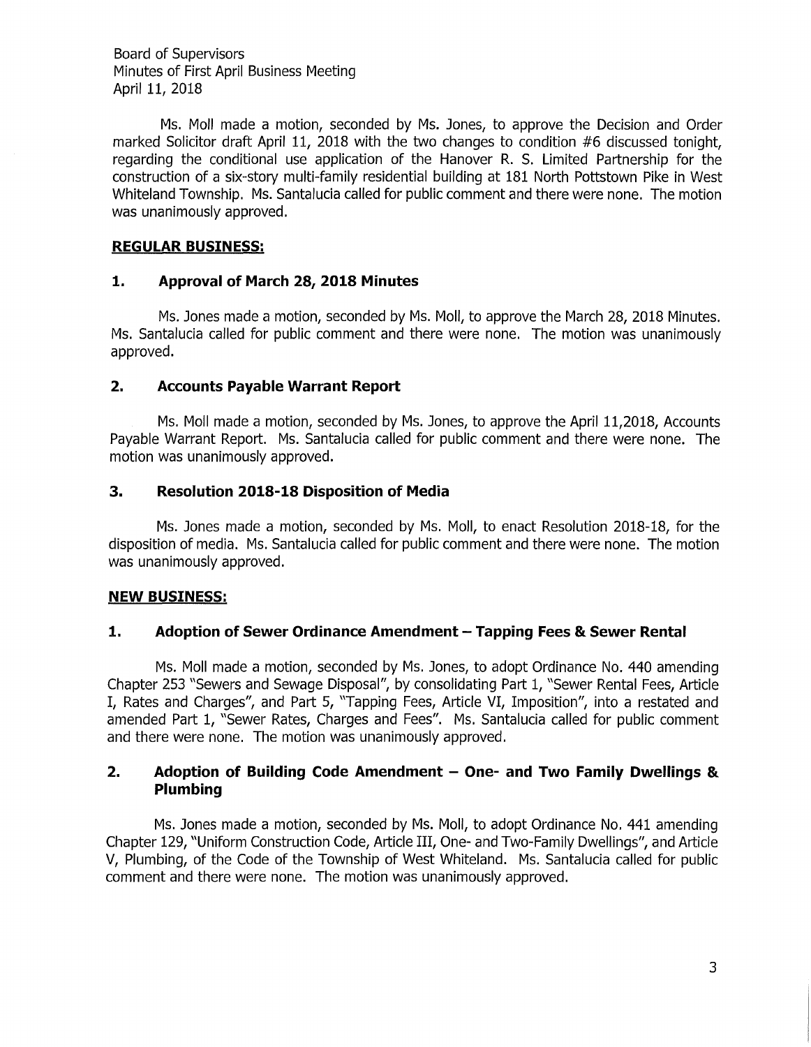Ms. Moll made a motion, seconded by Ms. Jones, to approve the Decision and Order marked Solicitor draft April 11, 2018 with the two changes to condition #6 discussed tonight, regarding the conditional use application of the Hanover R. S. Limited Partnership for the construction of a six-story multi-family residential building at 181 North Pottstown Pike in West Whiteland Township. Ms. Santalucia called for public comment and there were none. The motion was unanimously approved.

**REGULAR BUSINESS:**

### 1. Approval of March 28, 2018 Minutes

Ms. Jones made a motion, seconded by Ms. Moll, to approve the March 28, 2018 Minutes. Ms. Santalucia called for public comment and there were none. The motion was unanimously approved.

### 2. Accounts Payable Warrant Report

Ms. Moll made a motion, seconded by Ms. Jones, to approve the April 11,2018, Accounts Payable Warrant Report. Ms. Santalucia called for public comment and there were none. The motion was unanimously approved.

### 3. Resolution 2018-18 Disposition of Media

Ms. Jones made a motion, seconded by Ms. Moll, to enact Resolution 2018-18, for the disposition of media. Ms. Santalucia called for public comment and there were none. The motion was unanimously approved.

**NEW BUSINESS:**

### 1. Adoption of Sewer Ordinance Amendment – Tapping Fees & Sewer Rental

Ms. Moll made a motion, seconded by Ms. Jones, to adopt Ordinance No. 440 amending Chapter 253 "Sewers and Sewage Disposal", by consolidating Part 1, "Sewer Rental Fees, Article I, Rates and Charges", and Part 5, "Tapping Fees, Article VI, Imposition", into a restated and amended Part 1, "Sewer Rates, Charges and Fees". Ms. Santalucia called for public comment and there were none. The motion was unanimously approved.

### 2. Adoption of Building Code Amendment – One- and Two Family Dwellings & Plumbing

Ms. Jones made a motion, seconded by Ms. Moll, to adopt Ordinance No. 441 amending Chapter 129, "Uniform Construction Code, Article III, One- and Two-Family Dwellings", and Article V, Plumbing, of the Code of the Township of West Whiteland. Ms. Santalucia called for public comment and there were none. The motion was unanimously approved.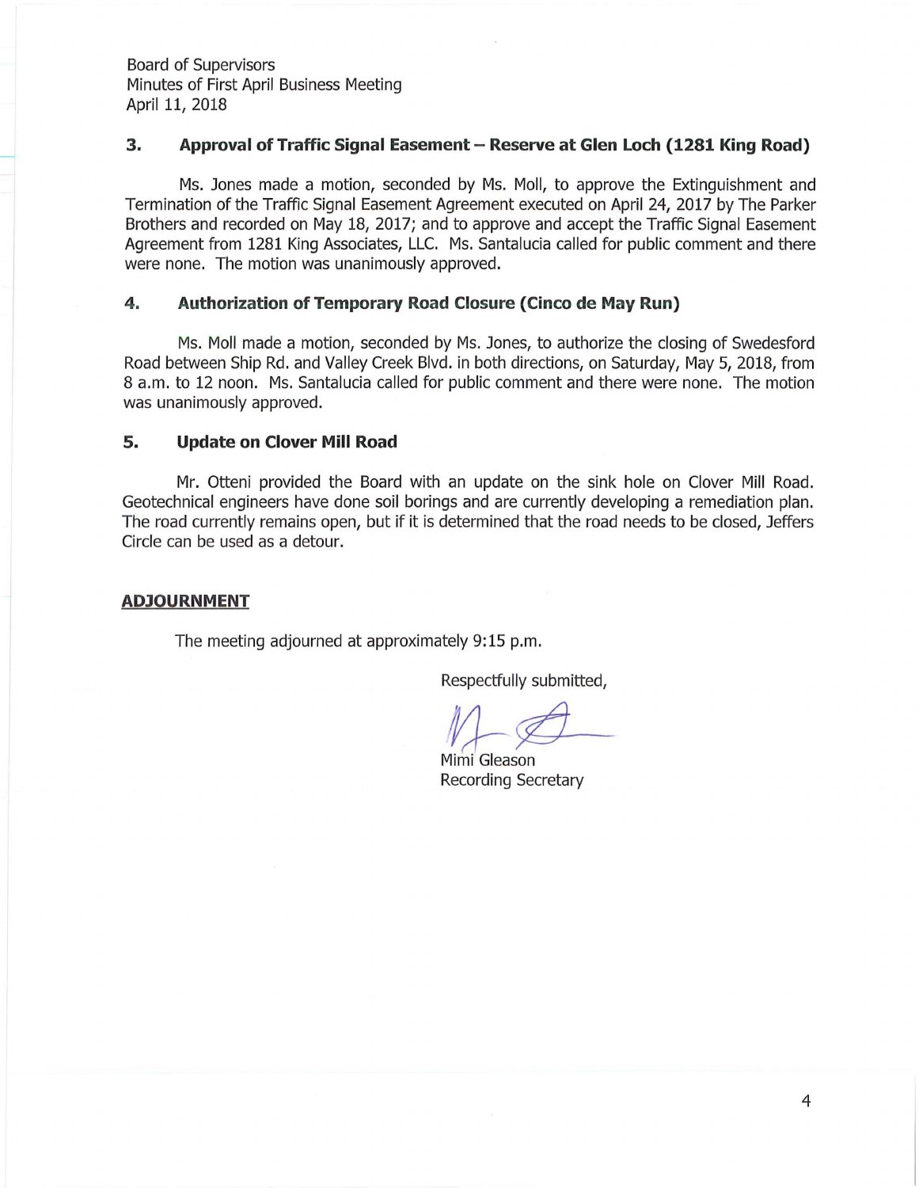**3. Approval of Traffic Signal Easement – Reserve at Glen Loch (1281 King Road)**

Ms. Jones made a motion, seconded by Ms. Moll, to approve the Extinguishment and Termination of the Traffic Signal Easement Agreement executed on April 24, 2017 by The Parker Brothers and recorded on May 18, 2017; and to approve and accept the Traffic Signal Easement Agreement from 1281 King Associates, LLC. Ms. Santalucia called for public comment and there were none. The motion was unanimously approved.

**4. Authorization of Temporary Road Closure (Cinco de May Run)**

Ms. Moll made a motion, seconded by Ms. Jones, to authorize the closing of Swedesford Road between Ship Rd. and Valley Creek Blvd. in both directions, on Saturday, May 5, 2018, from 8 a.m. to 12 noon. Ms. Santalucia called for public comment and there were none. The motion was unanimously approved.

**5. Update on Clover Mill Road**

Mr. Otteni provided the Board with an update on the sink hole on Clover Mill Road. Geotechnical engineers have done soil borings and are currently developing a remediation plan. The road currently remains open, but if it is determined that the road needs to be closed, Jeffers Circle can be used as a detour.

## ADJOURNMENT

The meeting adjourned at approximately 9:15 p.m.

Respectfully submitted,

Mimi Gleason
Recording Secretary